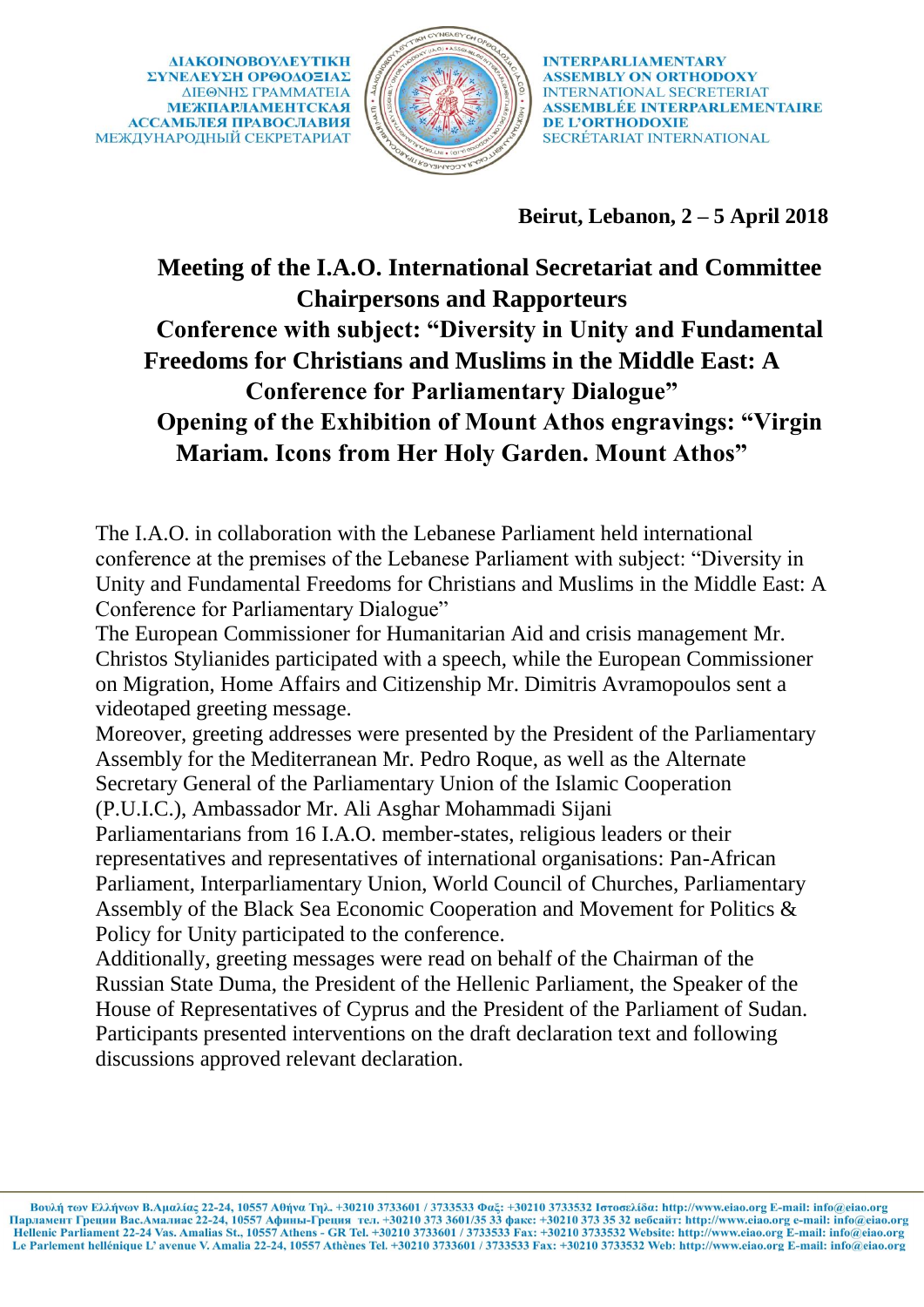ΔΙΑΚΟΙΝΟΒΟΥΛΕΥΤΙΚΗ ΣΥΝΕΛΕΥΣΗ ΟΡΘΟΔΟΞΙΑΣ
ΔΙΕΘΝΗΣ ΓΡΑΜΜΑΤΕΙΑ
МЕЖПАРЛАМЕНТСКАЯ АССАМБЛЕЯ ПРАВОСЛАВИЯ
МЕЖДУНАРОДНЫЙ СЕКРЕТАРИАТ

INTERPARLIAMENTARY ASSEMBLY ON ORTHODOXY
INTERNATIONAL SECRETERIAT
ASSEMBLÉE INTERPARLEMENTAIRE DE L'ORTHODOXIE
SECRÉTARIAT INTERNATIONAL

**Beirut, Lebanon, 2 – 5 April 2018**

## Meeting of the I.A.O. International Secretariat and Committee Chairpersons and Rapporteurs

## Conference with subject: "Diversity in Unity and Fundamental Freedoms for Christians and Muslims in the Middle East: A Conference for Parliamentary Dialogue"

## Opening of the Exhibition of Mount Athos engravings: "Virgin Mariam. Icons from Her Holy Garden. Mount Athos"

The I.A.O. in collaboration with the Lebanese Parliament held international conference at the premises of the Lebanese Parliament with subject: "Diversity in Unity and Fundamental Freedoms for Christians and Muslims in the Middle East: A Conference for Parliamentary Dialogue"

The European Commissioner for Humanitarian Aid and crisis management Mr. Christos Stylianides participated with a speech, while the European Commissioner on Migration, Home Affairs and Citizenship Mr. Dimitris Avramopoulos sent a videotaped greeting message.

Moreover, greeting addresses were presented by the President of the Parliamentary Assembly for the Mediterranean Mr. Pedro Roque, as well as the Alternate Secretary General of the Parliamentary Union of the Islamic Cooperation (P.U.I.C.), Ambassador Mr. Ali Asghar Mohammadi Sijani

Parliamentarians from 16 I.A.O. member-states, religious leaders or their representatives and representatives of international organisations: Pan-African Parliament, Interparliamentary Union, World Council of Churches, Parliamentary Assembly of the Black Sea Economic Cooperation and Movement for Politics & Policy for Unity participated to the conference.

Additionally, greeting messages were read on behalf of the Chairman of the Russian State Duma, the President of the Hellenic Parliament, the Speaker of the House of Representatives of Cyprus and the President of the Parliament of Sudan.

Participants presented interventions on the draft declaration text and following discussions approved relevant declaration.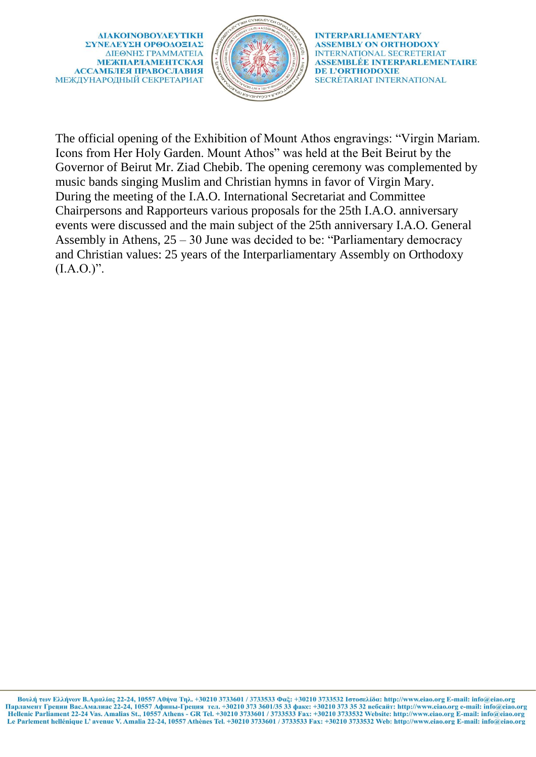The official opening of the Exhibition of Mount Athos engravings: "Virgin Mariam. Icons from Her Holy Garden. Mount Athos" was held at the Beit Beirut by the Governor of Beirut Mr. Ziad Chebib. The opening ceremony was complemented by music bands singing Muslim and Christian hymns in favor of Virgin Mary.

During the meeting of the I.A.O. International Secretariat and Committee Chairpersons and Rapporteurs various proposals for the 25th I.A.O. anniversary events were discussed and the main subject of the 25th anniversary I.A.O. General Assembly in Athens, 25 – 30 June was decided to be: "Parliamentary democracy and Christian values: 25 years of the Interparliamentary Assembly on Orthodoxy (I.A.O.)".